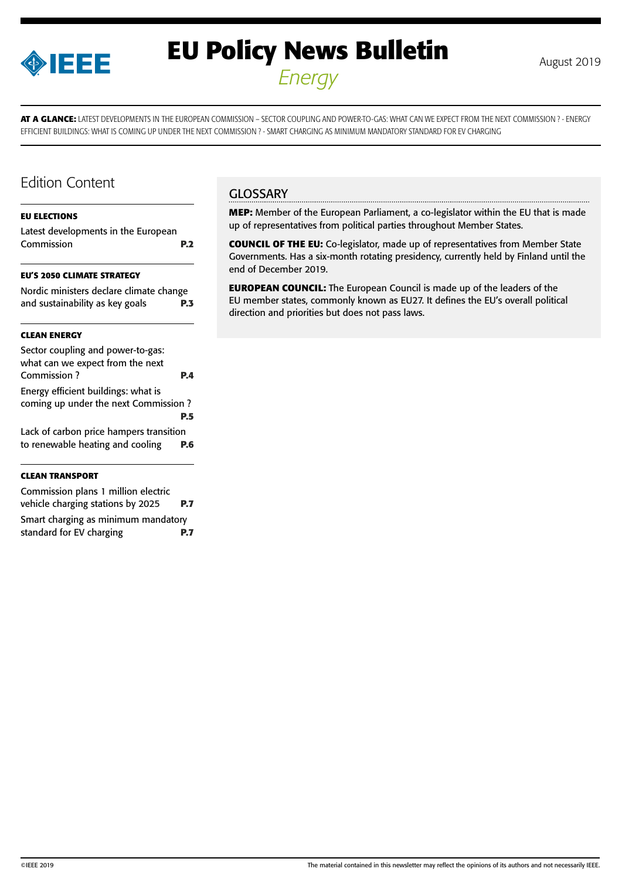IEEE

# EU Policy News Bulletin

*Energy*

August 2019

**AT A GLANCE:** LATEST DEVELOPMENTS IN THE EUROPEAN COMMISSION – SECTOR COUPLING AND POWER-TO-GAS: WHAT CAN WE EXPECT FROM THE NEXT COMMISSION ? - ENERGY EFFICIENT BUILDINGS: WHAT IS COMING UP UNDER THE NEXT COMMISSION ? - SMART CHARGING AS MINIMUM MANDATORY STANDARD FOR EV CHARGING

## Edition Content

**EU ELECTIONS**

Latest developments in the European Commission **P.2**

**EU'S 2050 CLIMATE STRATEGY**

Nordic ministers declare climate change and sustainability as key goals **P.3**

**CLEAN ENERGY**

Sector coupling and power-to-gas: what can we expect from the next Commission ? **P.4**

Energy efficient buildings: what is coming up under the next Commission ? **P.5**

Lack of carbon price hampers transition to renewable heating and cooling **P.6**

**CLEAN TRANSPORT**

Commission plans 1 million electric vehicle charging stations by 2025 **P.7**

Smart charging as minimum mandatory standard for EV charging **P.7**

## GLOSSARY

**MEP:** Member of the European Parliament, a co-legislator within the EU that is made up of representatives from political parties throughout Member States.

**COUNCIL OF THE EU:** Co-legislator, made up of representatives from Member State Governments. Has a six-month rotating presidency, currently held by Finland until the end of December 2019.

**EUROPEAN COUNCIL:** The European Council is made up of the leaders of the EU member states, commonly known as EU27. It defines the EU's overall political direction and priorities but does not pass laws.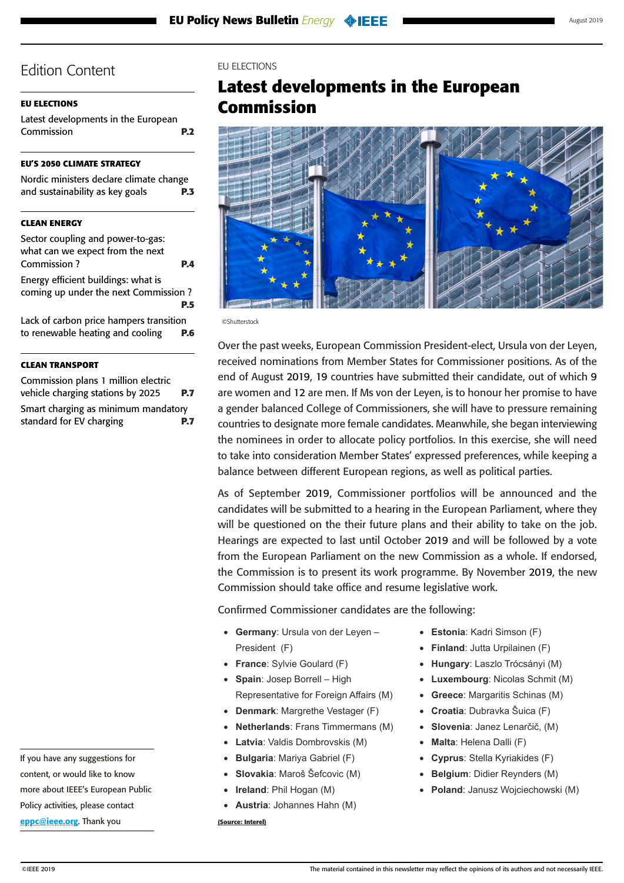## Edition Content

**EU ELECTIONS**

Latest developments in the European Commission **P.2**

**EU'S 2050 CLIMATE STRATEGY**

Nordic ministers declare climate change and sustainability as key goals **P.3**

**CLEAN ENERGY**

Sector coupling and power-to-gas: what can we expect from the next Commission ? **P.4**

Energy efficient buildings: what is coming up under the next Commission ? **P.5**

Lack of carbon price hampers transition to renewable heating and cooling **P.6**

**CLEAN TRANSPORT**

Commission plans 1 million electric vehicle charging stations by 2025 **P.7**

Smart charging as minimum mandatory standard for EV charging **P.7**

If you have any suggestions for content, or would like to know more about IEEE's European Public Policy activities, please contact eppc@ieee.org. Thank you

EU ELECTIONS

# Latest developments in the European Commission

©Shutterstock

Over the past weeks, European Commission President-elect, Ursula von der Leyen, received nominations from Member States for Commissioner positions. As of the end of August 2019, 19 countries have submitted their candidate, out of which 9 are women and 12 are men. If Ms von der Leyen, is to honour her promise to have a gender balanced College of Commissioners, she will have to pressure remaining countries to designate more female candidates. Meanwhile, she began interviewing the nominees in order to allocate policy portfolios. In this exercise, she will need to take into consideration Member States' expressed preferences, while keeping a balance between different European regions, as well as political parties.

As of September 2019, Commissioner portfolios will be announced and the candidates will be submitted to a hearing in the European Parliament, where they will be questioned on the their future plans and their ability to take on the job. Hearings are expected to last until October 2019 and will be followed by a vote from the European Parliament on the new Commission as a whole. If endorsed, the Commission is to present its work programme. By November 2019, the new Commission should take office and resume legislative work.

Confirmed Commissioner candidates are the following:

- **Germany**: Ursula von der Leyen – President (F)
- **France**: Sylvie Goulard (F)
- **Spain**: Josep Borrell – High Representative for Foreign Affairs (M)
- **Denmark**: Margrethe Vestager (F)
- **Netherlands**: Frans Timmermans (M)
- **Latvia**: Valdis Dombrovskis (M)
- **Bulgaria**: Mariya Gabriel (F)
- **Slovakia**: Maroš Šefcovic (M)
- **Ireland**: Phil Hogan (M)
- **Austria**: Johannes Hahn (M)
- **Estonia**: Kadri Simson (F)
- **Finland**: Jutta Urpilainen (F)
- **Hungary**: Laszlo Trócsányi (M)
- **Luxembourg**: Nicolas Schmit (M)
- **Greece**: Margaritis Schinas (M)
- **Croatia**: Dubravka Šuica (F)
- **Slovenia**: Janez Lenarčič, (M)
- **Malta**: Helena Dalli (F)
- **Cyprus**: Stella Kyriakides (F)
- **Belgium**: Didier Reynders (M)
- **Poland**: Janusz Wojciechowski (M)

**(Source: Interel)**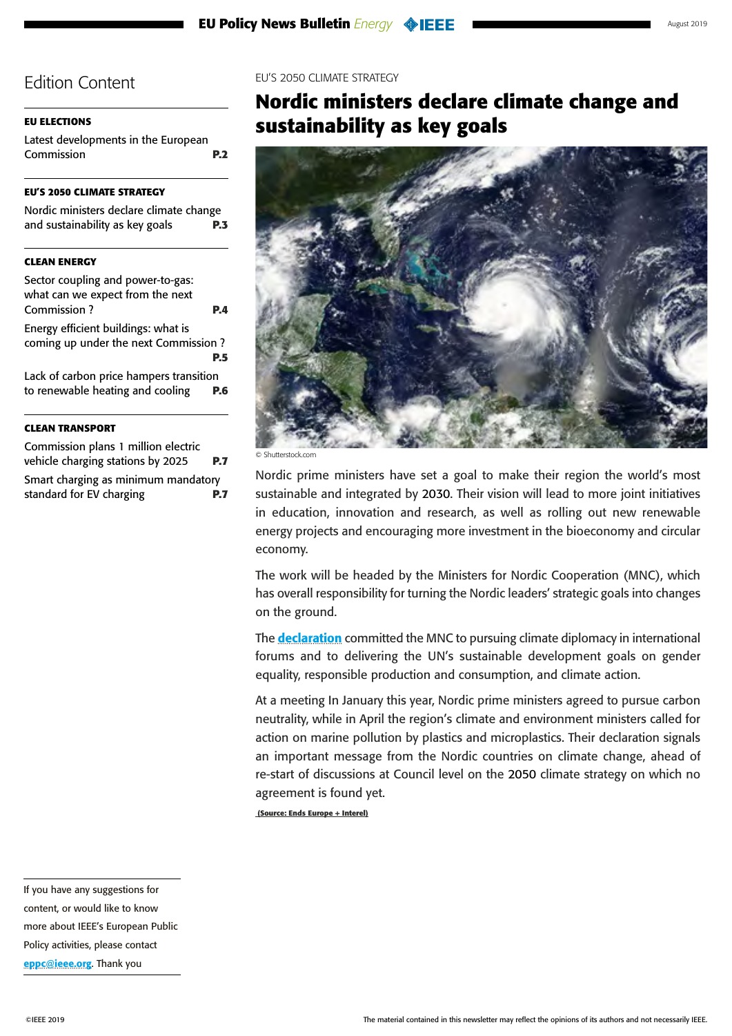## Edition Content

**EU ELECTIONS**

Latest developments in the European Commission **P.2**

**EU'S 2050 CLIMATE STRATEGY**

Nordic ministers declare climate change and sustainability as key goals **P.3**

**CLEAN ENERGY**

Sector coupling and power-to-gas: what can we expect from the next Commission ? **P.4**

Energy efficient buildings: what is coming up under the next Commission ? **P.5**

Lack of carbon price hampers transition to renewable heating and cooling **P.6**

**CLEAN TRANSPORT**

Commission plans 1 million electric vehicle charging stations by 2025 **P.7**

Smart charging as minimum mandatory standard for EV charging **P.7**

If you have any suggestions for content, or would like to know more about IEEE's European Public Policy activities, please contact **eppc@ieee.org**. Thank you

EU'S 2050 CLIMATE STRATEGY

# Nordic ministers declare climate change and sustainability as key goals

© Shutterstock.com

Nordic prime ministers have set a goal to make their region the world's most sustainable and integrated by 2030. Their vision will lead to more joint initiatives in education, innovation and research, as well as rolling out new renewable energy projects and encouraging more investment in the bioeconomy and circular economy.

The work will be headed by the Ministers for Nordic Cooperation (MNC), which has overall responsibility for turning the Nordic leaders' strategic goals into changes on the ground.

The **declaration** committed the MNC to pursuing climate diplomacy in international forums and to delivering the UN's sustainable development goals on gender equality, responsible production and consumption, and climate action.

At a meeting In January this year, Nordic prime ministers agreed to pursue carbon neutrality, while in April the region's climate and environment ministers called for action on marine pollution by plastics and microplastics. Their declaration signals an important message from the Nordic countries on climate change, ahead of re-start of discussions at Council level on the 2050 climate strategy on which no agreement is found yet.

**(Source: Ends Europe + Interel)**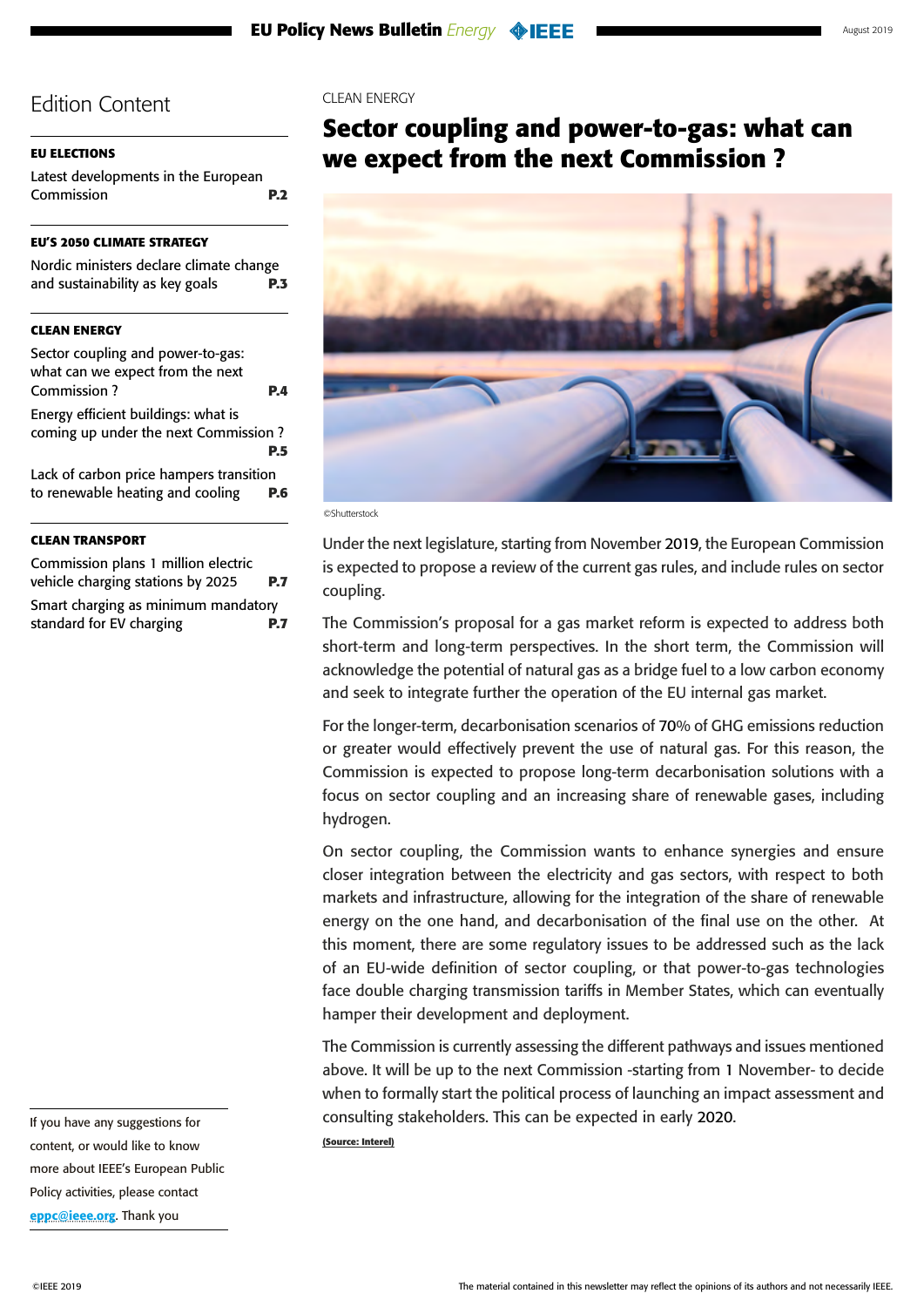# Edition Content

**EU ELECTIONS**

Latest developments in the European Commission **P.2**

**EU'S 2050 CLIMATE STRATEGY**

Nordic ministers declare climate change and sustainability as key goals **P.3**

**CLEAN ENERGY**

Sector coupling and power-to-gas: what can we expect from the next Commission ? **P.4**

Energy efficient buildings: what is coming up under the next Commission ? **P.5**

Lack of carbon price hampers transition to renewable heating and cooling **P.6**

**CLEAN TRANSPORT**

Commission plans 1 million electric vehicle charging stations by 2025 **P.7**

Smart charging as minimum mandatory standard for EV charging **P.7**

If you have any suggestions for content, or would like to know more about IEEE's European Public Policy activities, please contact eppc@ieee.org. Thank you

CLEAN ENERGY

## Sector coupling and power-to-gas: what can we expect from the next Commission ?

©Shutterstock

Under the next legislature, starting from November 2019, the European Commission is expected to propose a review of the current gas rules, and include rules on sector coupling.

The Commission's proposal for a gas market reform is expected to address both short-term and long-term perspectives. In the short term, the Commission will acknowledge the potential of natural gas as a bridge fuel to a low carbon economy and seek to integrate further the operation of the EU internal gas market.

For the longer-term, decarbonisation scenarios of 70% of GHG emissions reduction or greater would effectively prevent the use of natural gas. For this reason, the Commission is expected to propose long-term decarbonisation solutions with a focus on sector coupling and an increasing share of renewable gases, including hydrogen.

On sector coupling, the Commission wants to enhance synergies and ensure closer integration between the electricity and gas sectors, with respect to both markets and infrastructure, allowing for the integration of the share of renewable energy on the one hand, and decarbonisation of the final use on the other. At this moment, there are some regulatory issues to be addressed such as the lack of an EU-wide definition of sector coupling, or that power-to-gas technologies face double charging transmission tariffs in Member States, which can eventually hamper their development and deployment.

The Commission is currently assessing the different pathways and issues mentioned above. It will be up to the next Commission -starting from 1 November- to decide when to formally start the political process of launching an impact assessment and consulting stakeholders. This can be expected in early 2020.

**(Source: Interel)**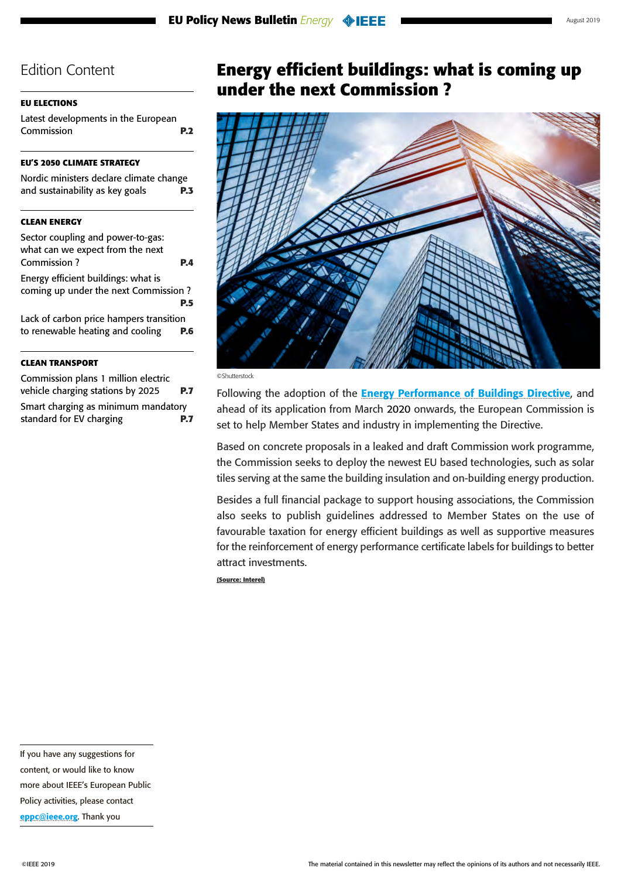## Edition Content

**EU ELECTIONS**

Latest developments in the European Commission **P.2**

**EU'S 2050 CLIMATE STRATEGY**

Nordic ministers declare climate change and sustainability as key goals **P.3**

**CLEAN ENERGY**

Sector coupling and power-to-gas: what can we expect from the next Commission ? **P.4**

Energy efficient buildings: what is coming up under the next Commission ? **P.5**

Lack of carbon price hampers transition to renewable heating and cooling **P.6**

**CLEAN TRANSPORT**

Commission plans 1 million electric vehicle charging stations by 2025 **P.7**

Smart charging as minimum mandatory standard for EV charging **P.7**

If you have any suggestions for content, or would like to know more about IEEE's European Public Policy activities, please contact **eppc@ieee.org**. Thank you

# Energy efficient buildings: what is coming up under the next Commission ?

©Shutterstock

Following the adoption of the **Energy Performance of Buildings Directive**, and ahead of its application from March 2020 onwards, the European Commission is set to help Member States and industry in implementing the Directive.

Based on concrete proposals in a leaked and draft Commission work programme, the Commission seeks to deploy the newest EU based technologies, such as solar tiles serving at the same the building insulation and on-building energy production.

Besides a full financial package to support housing associations, the Commission also seeks to publish guidelines addressed to Member States on the use of favourable taxation for energy efficient buildings as well as supportive measures for the reinforcement of energy performance certificate labels for buildings to better attract investments.

**(Source: Interel)**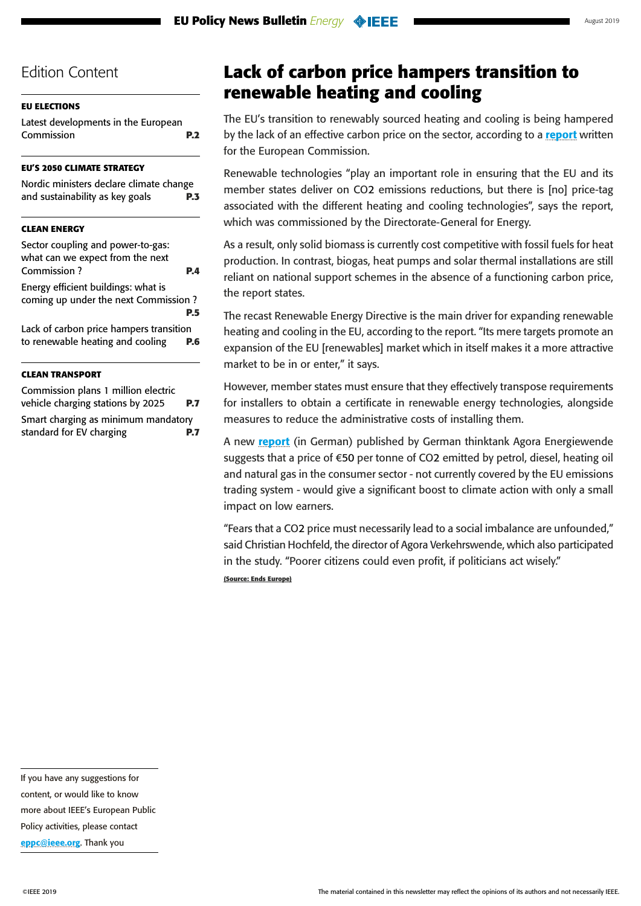## Edition Content

**EU ELECTIONS**

Latest developments in the European Commission **P.2**

**EU'S 2050 CLIMATE STRATEGY**

Nordic ministers declare climate change and sustainability as key goals **P.3**

**CLEAN ENERGY**

Sector coupling and power-to-gas: what can we expect from the next Commission ? **P.4**

Energy efficient buildings: what is coming up under the next Commission ? **P.5**

Lack of carbon price hampers transition to renewable heating and cooling **P.6**

**CLEAN TRANSPORT**

Commission plans 1 million electric vehicle charging stations by 2025 **P.7**

Smart charging as minimum mandatory standard for EV charging **P.7**

If you have any suggestions for content, or would like to know more about IEEE's European Public Policy activities, please contact **eppc@ieee.org**. Thank you

# Lack of carbon price hampers transition to renewable heating and cooling

The EU's transition to renewably sourced heating and cooling is being hampered by the lack of an effective carbon price on the sector, according to a **report** written for the European Commission.

Renewable technologies "play an important role in ensuring that the EU and its member states deliver on $CO_2$ emissions reductions, but there is [no] price-tag associated with the different heating and cooling technologies", says the report, which was commissioned by the Directorate-General for Energy.

As a result, only solid biomass is currently cost competitive with fossil fuels for heat production. In contrast, biogas, heat pumps and solar thermal installations are still reliant on national support schemes in the absence of a functioning carbon price, the report states.

The recast Renewable Energy Directive is the main driver for expanding renewable heating and cooling in the EU, according to the report. "Its mere targets promote an expansion of the EU [renewables] market which in itself makes it a more attractive market to be in or enter," it says.

However, member states must ensure that they effectively transpose requirements for installers to obtain a certificate in renewable energy technologies, alongside measures to reduce the administrative costs of installing them.

A new **report** (in German) published by German thinktank Agora Energiewende suggests that a price of €50 per tonne of $CO_2$ emitted by petrol, diesel, heating oil and natural gas in the consumer sector - not currently covered by the EU emissions trading system - would give a significant boost to climate action with only a small impact on low earners.

"Fears that a $CO_2$ price must necessarily lead to a social imbalance are unfounded," said Christian Hochfeld, the director of Agora Verkehrswende, which also participated in the study. "Poorer citizens could even profit, if politicians act wisely."

**(Source: Ends Europe)**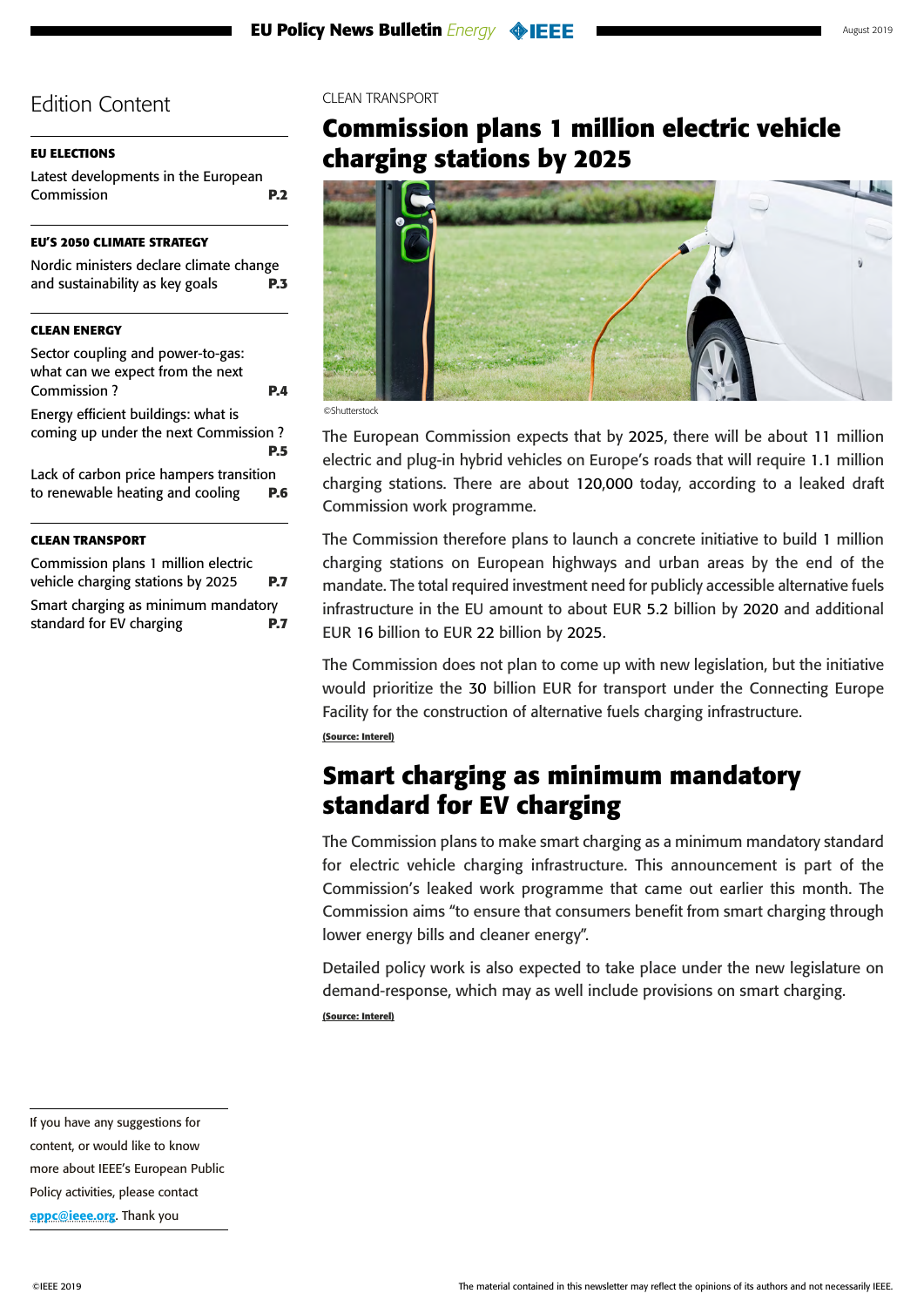## Edition Content

**EU ELECTIONS**

Latest developments in the European Commission **P.2**

**EU'S 2050 CLIMATE STRATEGY**

Nordic ministers declare climate change and sustainability as key goals **P.3**

**CLEAN ENERGY**

Sector coupling and power-to-gas: what can we expect from the next Commission ? **P.4**

Energy efficient buildings: what is coming up under the next Commission ? **P.5**

Lack of carbon price hampers transition to renewable heating and cooling **P.6**

**CLEAN TRANSPORT**

Commission plans 1 million electric vehicle charging stations by 2025 **P.7**

Smart charging as minimum mandatory standard for EV charging **P.7**

If you have any suggestions for content, or would like to know more about IEEE's European Public Policy activities, please contact eppc@ieee.org. Thank you

CLEAN TRANSPORT

# Commission plans 1 million electric vehicle charging stations by 2025

©Shutterstock

The European Commission expects that by 2025, there will be about 11 million electric and plug-in hybrid vehicles on Europe's roads that will require 1.1 million charging stations. There are about 120,000 today, according to a leaked draft Commission work programme.

The Commission therefore plans to launch a concrete initiative to build 1 million charging stations on European highways and urban areas by the end of the mandate. The total required investment need for publicly accessible alternative fuels infrastructure in the EU amount to about EUR 5.2 billion by 2020 and additional EUR 16 billion to EUR 22 billion by 2025.

The Commission does not plan to come up with new legislation, but the initiative would prioritize the 30 billion EUR for transport under the Connecting Europe Facility for the construction of alternative fuels charging infrastructure.

**(Source: Interel)**

# Smart charging as minimum mandatory standard for EV charging

The Commission plans to make smart charging as a minimum mandatory standard for electric vehicle charging infrastructure. This announcement is part of the Commission's leaked work programme that came out earlier this month. The Commission aims "to ensure that consumers benefit from smart charging through lower energy bills and cleaner energy".

Detailed policy work is also expected to take place under the new legislature on demand-response, which may as well include provisions on smart charging.

**(Source: Interel)**